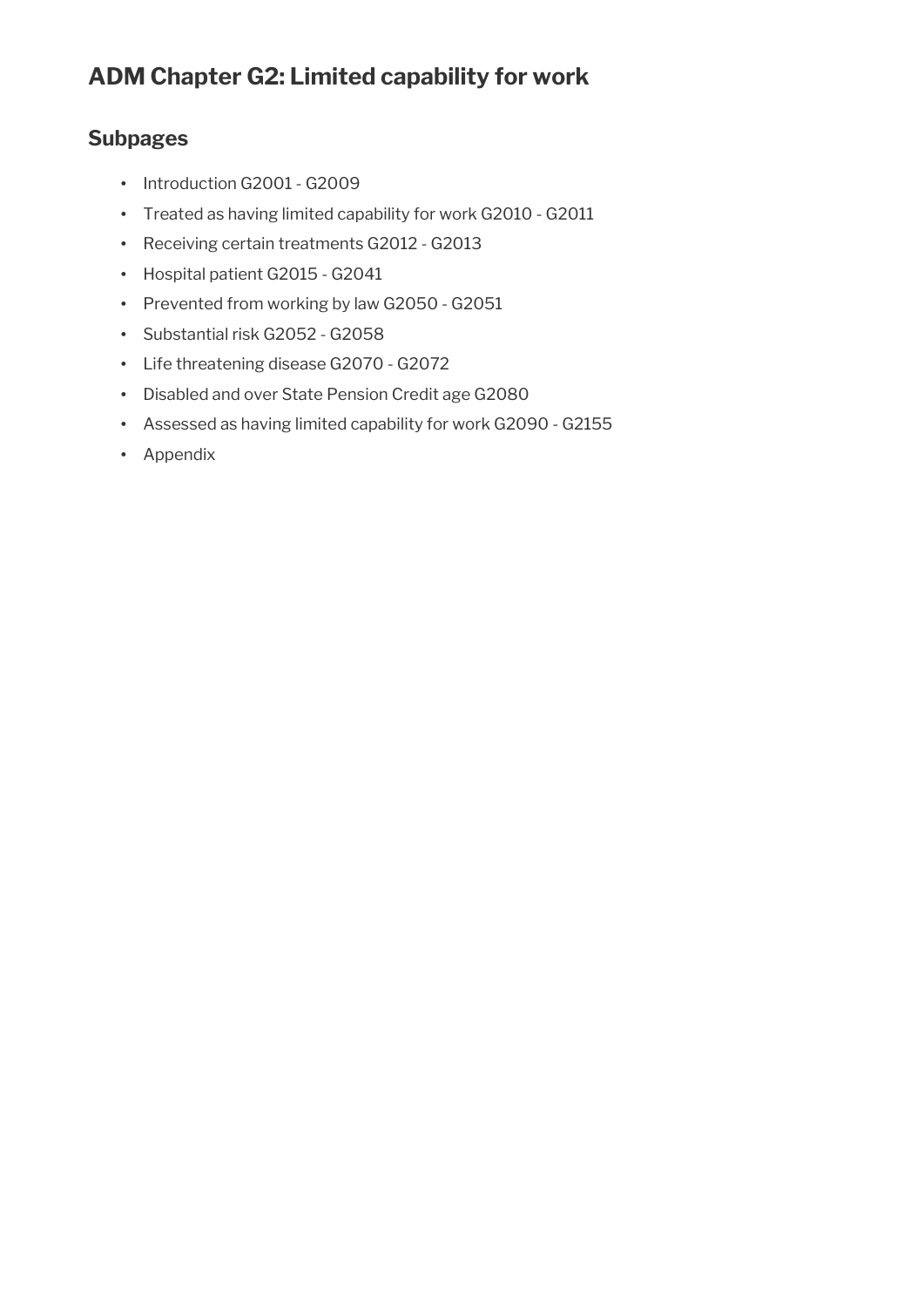# ADM Chapter G2: Limited capability for work

## Subpages

- Introduction G2001 - G2009
- Treated as having limited capability for work G2010 - G2011
- Receiving certain treatments G2012 - G2013
- Hospital patient G2015 - G2041
- Prevented from working by law G2050 - G2051
- Substantial risk G2052 - G2058
- Life threatening disease G2070 - G2072
- Disabled and over State Pension Credit age G2080
- Assessed as having limited capability for work G2090 - G2155
- Appendix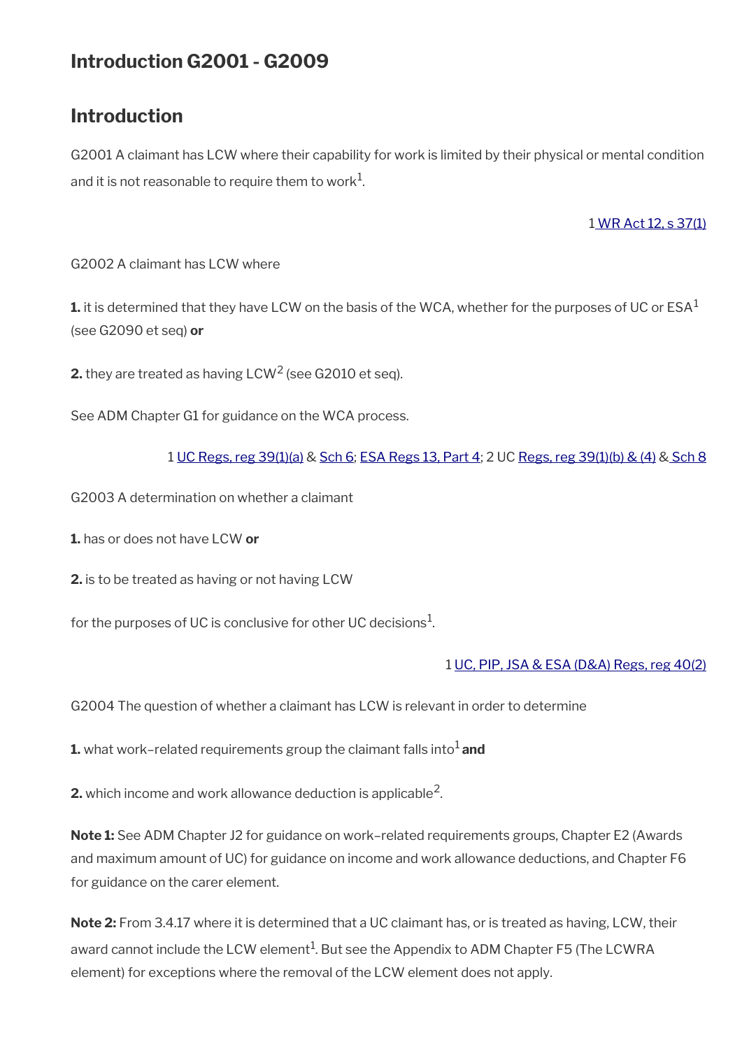# Introduction G2001 - G2009

## Introduction

G2001 A claimant has LCW where their capability for work is limited by their physical or mental condition and it is not reasonable to require them to work[1].

1 WR Act 12, s 37(1)

G2002 A claimant has LCW where

**1.** it is determined that they have LCW on the basis of the WCA, whether for the purposes of UC or ESA[1] (see G2090 et seq) **or**

**2.** they are treated as having LCW[2] (see G2010 et seq).

See ADM Chapter G1 for guidance on the WCA process.

1 UC Regs, reg 39(1)(a) & Sch 6; ESA Regs 13, Part 4; 2 UC Regs, reg 39(1)(b) & (4) & Sch 8

G2003 A determination on whether a claimant

**1.** has or does not have LCW **or**

**2.** is to be treated as having or not having LCW

for the purposes of UC is conclusive for other UC decisions[1].

1 UC, PIP, JSA & ESA (D&A) Regs, reg 40(2)

G2004 The question of whether a claimant has LCW is relevant in order to determine

**1.** what work–related requirements group the claimant falls into[1] **and**

**2.** which income and work allowance deduction is applicable[2].

**Note 1:** See ADM Chapter J2 for guidance on work–related requirements groups, Chapter E2 (Awards and maximum amount of UC) for guidance on income and work allowance deductions, and Chapter F6 for guidance on the carer element.

**Note 2:** From 3.4.17 where it is determined that a UC claimant has, or is treated as having, LCW, their award cannot include the LCW element[1]. But see the Appendix to ADM Chapter F5 (The LCWRA element) for exceptions where the removal of the LCW element does not apply.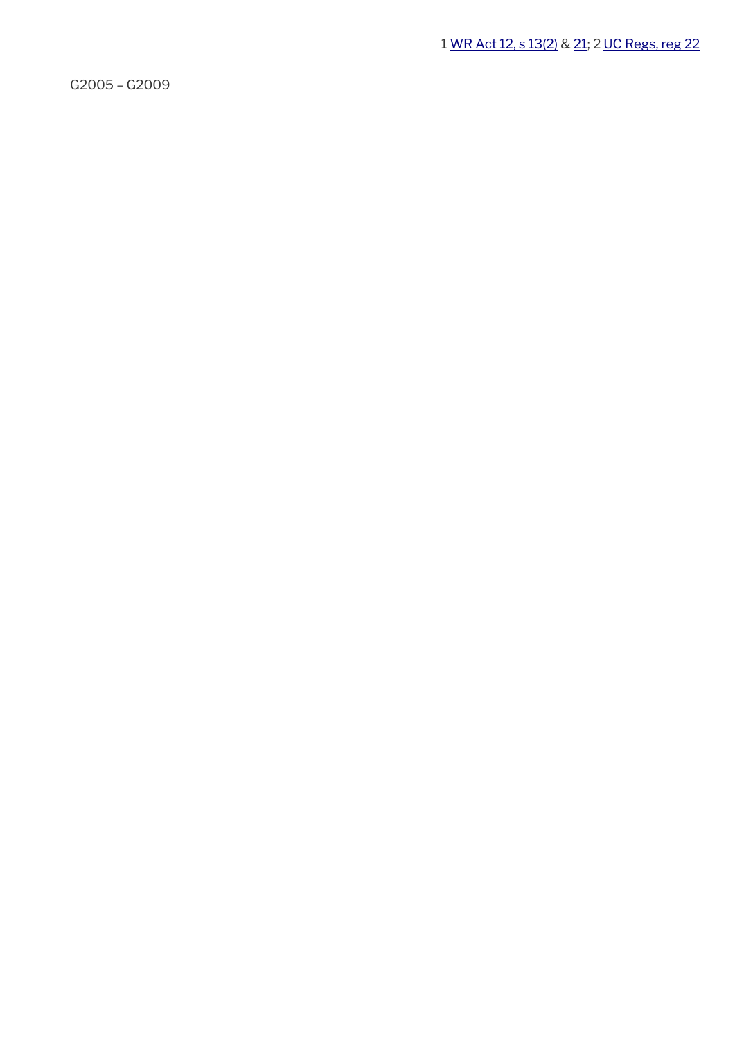1 WR Act 12, s 13(2) & 21; 2 UC Regs, reg 22

G2005 – G2009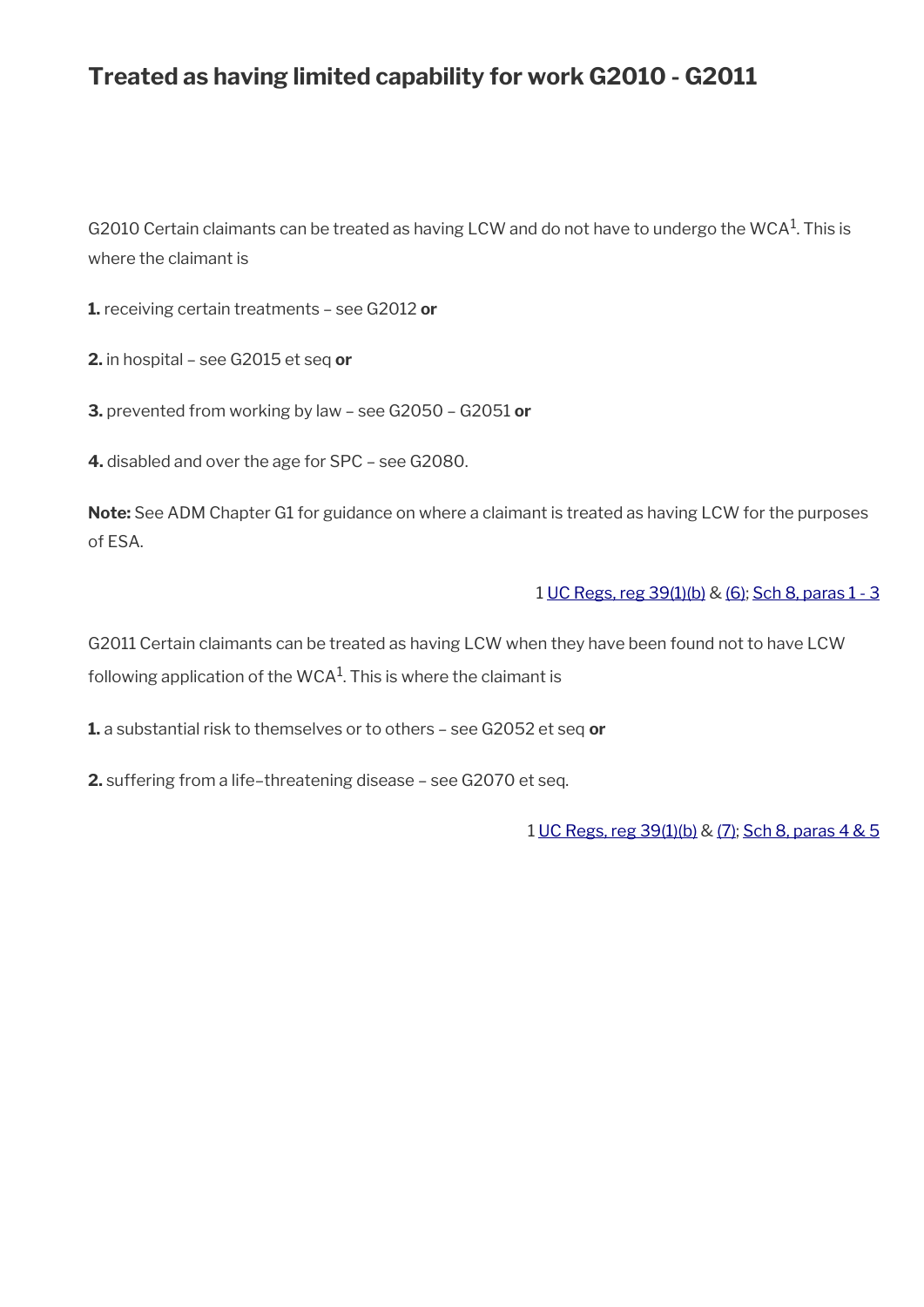## Treated as having limited capability for work G2010 - G2011

G2010 Certain claimants can be treated as having LCW and do not have to undergo the WCA[1]. This is where the claimant is

**1.** receiving certain treatments – see G2012 **or**

**2.** in hospital – see G2015 et seq **or**

**3.** prevented from working by law – see G2050 – G2051 **or**

**4.** disabled and over the age for SPC – see G2080.

**Note:** See ADM Chapter G1 for guidance on where a claimant is treated as having LCW for the purposes of ESA.

1 UC Regs, reg 39(1)(b) & (6); Sch 8, paras 1 - 3

G2011 Certain claimants can be treated as having LCW when they have been found not to have LCW following application of the WCA[1]. This is where the claimant is

**1.** a substantial risk to themselves or to others – see G2052 et seq **or**

**2.** suffering from a life–threatening disease – see G2070 et seq.

1 UC Regs, reg 39(1)(b) & (7); Sch 8, paras 4 & 5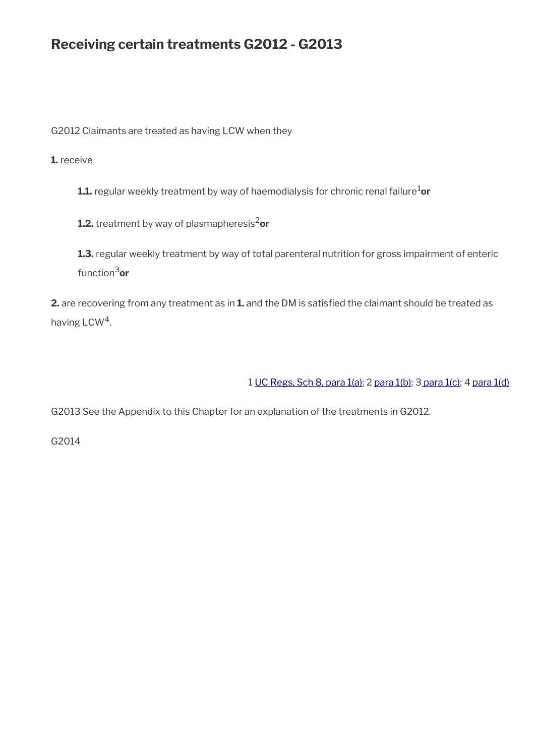## Receiving certain treatments G2012 - G2013

G2012 Claimants are treated as having LCW when they

**1.** receive

> **1.1.** regular weekly treatment by way of haemodialysis for chronic renal failure[1] **or**
>
> **1.2.** treatment by way of plasmapheresis[2] **or**
>
> **1.3.** regular weekly treatment by way of total parenteral nutrition for gross impairment of enteric function[3] **or**

**2.** are recovering from any treatment as in **1.** and the DM is satisfied the claimant should be treated as having LCW[4].

1 UC Regs, Sch 8, para 1(a); 2 para 1(b); 3 para 1(c); 4 para 1(d)

G2013 See the Appendix to this Chapter for an explanation of the treatments in G2012.

G2014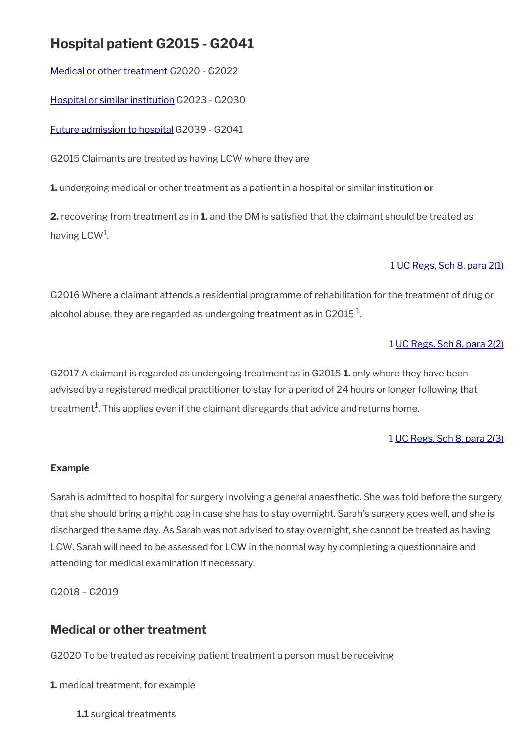## Hospital patient G2015 - G2041

[Medical or other treatment](#) G2020 - G2022

[Hospital or similar institution](#) G2023 - G2030

[Future admission to hospital](#) G2039 - G2041

G2015 Claimants are treated as having LCW where they are

**1.** undergoing medical or other treatment as a patient in a hospital or similar institution **or**

**2.** recovering from treatment as in **1.** and the DM is satisfied that the claimant should be treated as having LCW[1].

1 UC Regs, Sch 8, para 2(1)

G2016 Where a claimant attends a residential programme of rehabilitation for the treatment of drug or alcohol abuse, they are regarded as undergoing treatment as in G2015 [1].

1 UC Regs, Sch 8, para 2(2)

G2017 A claimant is regarded as undergoing treatment as in G2015 **1.** only where they have been advised by a registered medical practitioner to stay for a period of 24 hours or longer following that treatment[1]. This applies even if the claimant disregards that advice and returns home.

1 UC Regs, Sch 8, para 2(3)

**Example**

Sarah is admitted to hospital for surgery involving a general anaesthetic. She was told before the surgery that she should bring a night bag in case she has to stay overnight. Sarah's surgery goes well, and she is discharged the same day. As Sarah was not advised to stay overnight, she cannot be treated as having LCW. Sarah will need to be assessed for LCW in the normal way by completing a questionnaire and attending for medical examination if necessary.

G2018 – G2019

### Medical or other treatment

G2020 To be treated as receiving patient treatment a person must be receiving

**1.** medical treatment, for example

**1.1** surgical treatments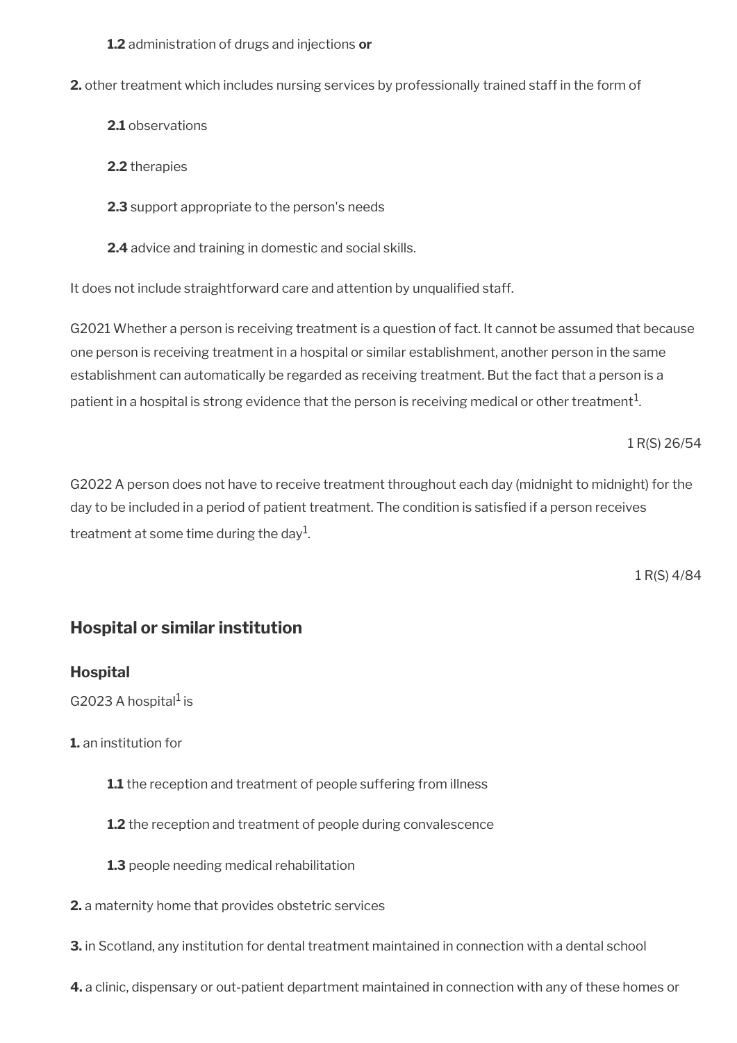**1.2** administration of drugs and injections **or**

**2.** other treatment which includes nursing services by professionally trained staff in the form of

**2.1** observations

**2.2** therapies

**2.3** support appropriate to the person's needs

**2.4** advice and training in domestic and social skills.

It does not include straightforward care and attention by unqualified staff.

G2021 Whether a person is receiving treatment is a question of fact. It cannot be assumed that because one person is receiving treatment in a hospital or similar establishment, another person in the same establishment can automatically be regarded as receiving treatment. But the fact that a person is a patient in a hospital is strong evidence that the person is receiving medical or other treatment[1].

1 R(S) 26/54

G2022 A person does not have to receive treatment throughout each day (midnight to midnight) for the day to be included in a period of patient treatment. The condition is satisfied if a person receives treatment at some time during the day[1].

1 R(S) 4/84

## Hospital or similar institution

### Hospital

G2023 A hospital[1] is

**1.** an institution for

**1.1** the reception and treatment of people suffering from illness

**1.2** the reception and treatment of people during convalescence

**1.3** people needing medical rehabilitation

**2.** a maternity home that provides obstetric services

**3.** in Scotland, any institution for dental treatment maintained in connection with a dental school

**4.** a clinic, dispensary or out-patient department maintained in connection with any of these homes or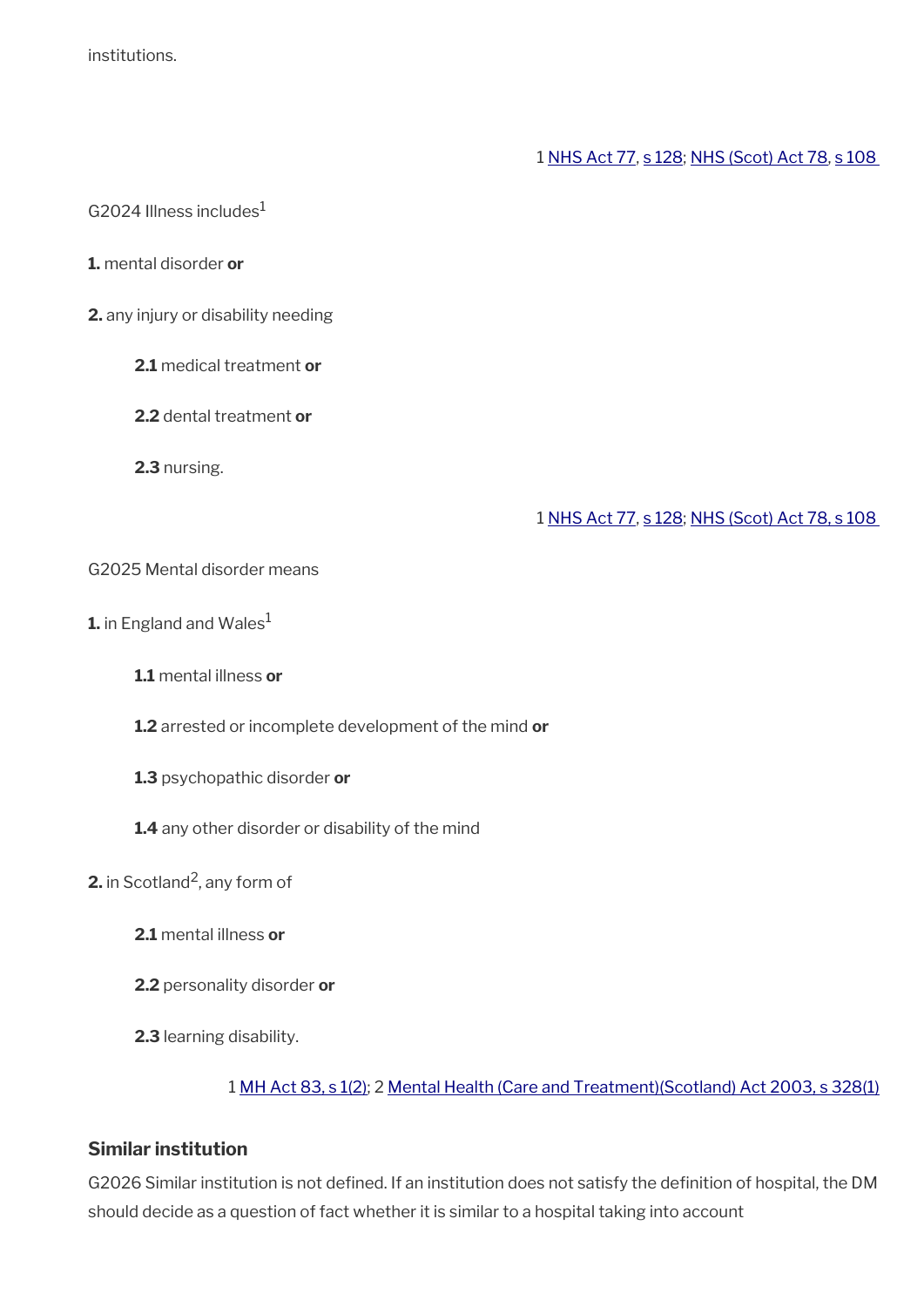institutions.

1 NHS Act 77, s 128; NHS (Scot) Act 78, s 108

G2024 Illness includes[1]

**1.** mental disorder **or**

**2.** any injury or disability needing

> **2.1** medical treatment **or**
>
> **2.2** dental treatment **or**
>
> **2.3** nursing.

1 NHS Act 77, s 128; NHS (Scot) Act 78, s 108

G2025 Mental disorder means

**1.** in England and Wales[1]

> **1.1** mental illness **or**
>
> **1.2** arrested or incomplete development of the mind **or**
>
> **1.3** psychopathic disorder **or**
>
> **1.4** any other disorder or disability of the mind

**2.** in Scotland[2], any form of

> **2.1** mental illness **or**
>
> **2.2** personality disorder **or**
>
> **2.3** learning disability.

1 MH Act 83, s 1(2); 2 Mental Health (Care and Treatment)(Scotland) Act 2003, s 328(1)

### Similar institution

G2026 Similar institution is not defined. If an institution does not satisfy the definition of hospital, the DM should decide as a question of fact whether it is similar to a hospital taking into account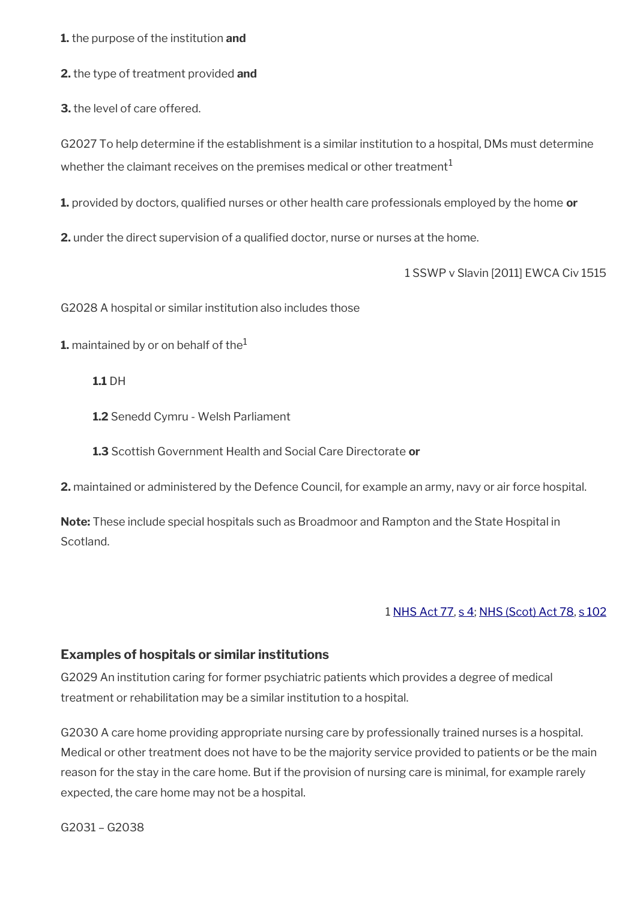**1.** the purpose of the institution **and**

**2.** the type of treatment provided **and**

**3.** the level of care offered.

G2027 To help determine if the establishment is a similar institution to a hospital, DMs must determine whether the claimant receives on the premises medical or other treatment[1]

**1.** provided by doctors, qualified nurses or other health care professionals employed by the home **or**

**2.** under the direct supervision of a qualified doctor, nurse or nurses at the home.

1 SSWP v Slavin [2011] EWCA Civ 1515

G2028 A hospital or similar institution also includes those

**1.** maintained by or on behalf of the[1]

**1.1** DH

**1.2** Senedd Cymru - Welsh Parliament

**1.3** Scottish Government Health and Social Care Directorate **or**

**2.** maintained or administered by the Defence Council, for example an army, navy or air force hospital.

**Note:** These include special hospitals such as Broadmoor and Rampton and the State Hospital in Scotland.

1 NHS Act 77, s 4; NHS (Scot) Act 78, s 102

### Examples of hospitals or similar institutions

G2029 An institution caring for former psychiatric patients which provides a degree of medical treatment or rehabilitation may be a similar institution to a hospital.

G2030 A care home providing appropriate nursing care by professionally trained nurses is a hospital. Medical or other treatment does not have to be the majority service provided to patients or be the main reason for the stay in the care home. But if the provision of nursing care is minimal, for example rarely expected, the care home may not be a hospital.

G2031 – G2038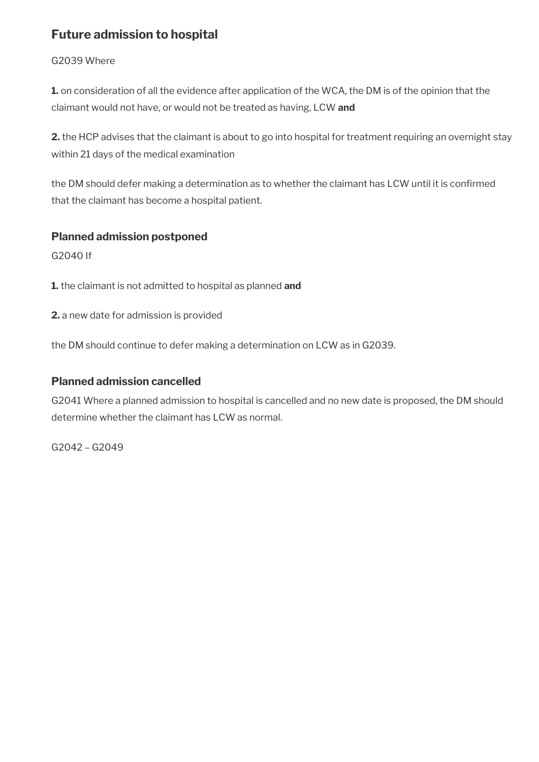### Future admission to hospital

G2039 Where

**1.** on consideration of all the evidence after application of the WCA, the DM is of the opinion that the claimant would not have, or would not be treated as having, LCW **and**

**2.** the HCP advises that the claimant is about to go into hospital for treatment requiring an overnight stay within 21 days of the medical examination

the DM should defer making a determination as to whether the claimant has LCW until it is confirmed that the claimant has become a hospital patient.

#### Planned admission postponed

G2040 If

**1.** the claimant is not admitted to hospital as planned **and**

**2.** a new date for admission is provided

the DM should continue to defer making a determination on LCW as in G2039.

#### Planned admission cancelled

G2041 Where a planned admission to hospital is cancelled and no new date is proposed, the DM should determine whether the claimant has LCW as normal.

G2042 – G2049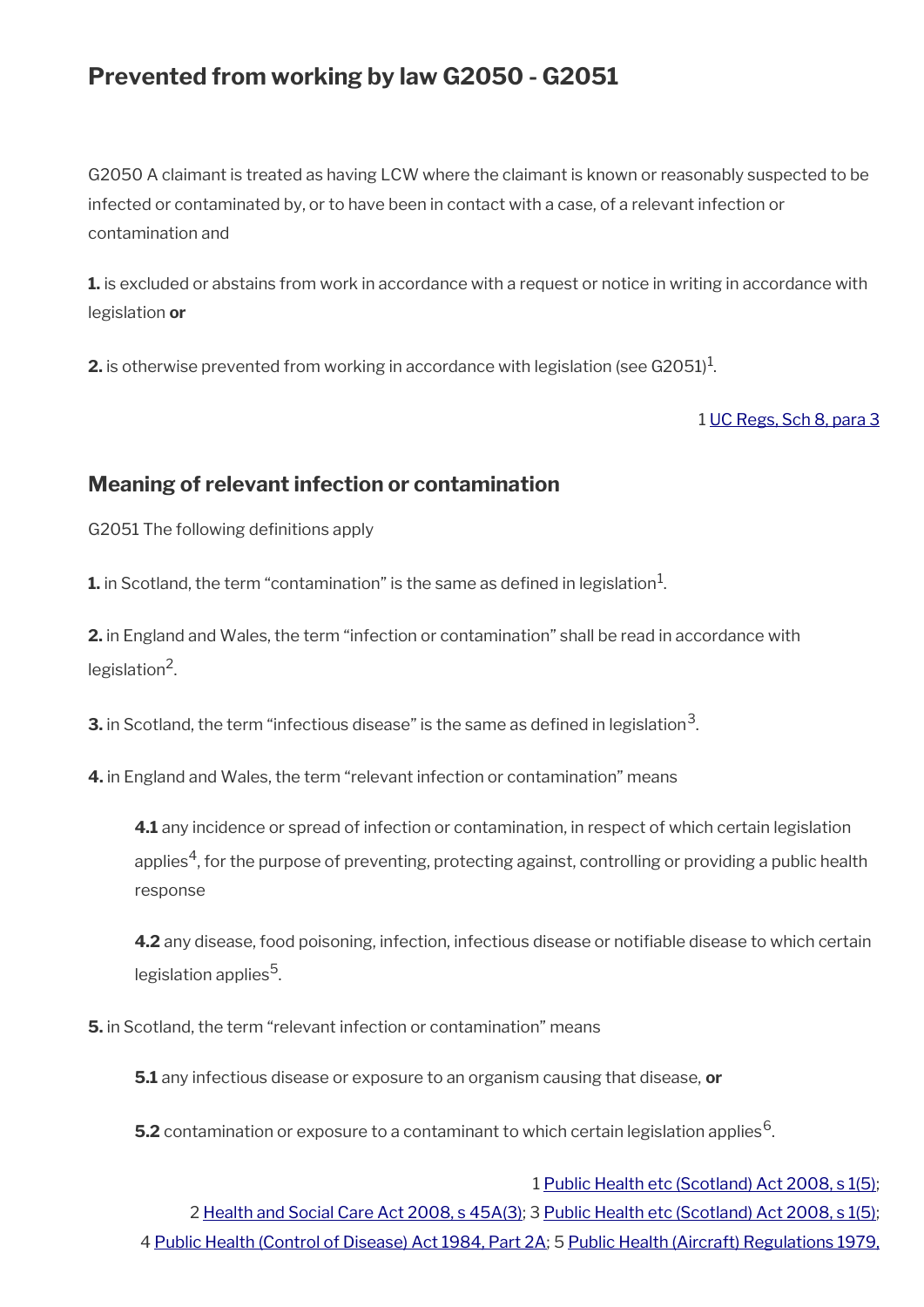## Prevented from working by law G2050 - G2051

G2050 A claimant is treated as having LCW where the claimant is known or reasonably suspected to be infected or contaminated by, or to have been in contact with a case, of a relevant infection or contamination and

**1.** is excluded or abstains from work in accordance with a request or notice in writing in accordance with legislation **or**

**2.** is otherwise prevented from working in accordance with legislation (see G2051)[1].

1 [UC Regs, Sch 8, para 3]

### Meaning of relevant infection or contamination

G2051 The following definitions apply

**1.** in Scotland, the term "contamination" is the same as defined in legislation[1].

**2.** in England and Wales, the term "infection or contamination" shall be read in accordance with legislation[2].

**3.** in Scotland, the term "infectious disease" is the same as defined in legislation[3].

**4.** in England and Wales, the term "relevant infection or contamination" means

> **4.1** any incidence or spread of infection or contamination, in respect of which certain legislation applies[4], for the purpose of preventing, protecting against, controlling or providing a public health response
>
> **4.2** any disease, food poisoning, infection, infectious disease or notifiable disease to which certain legislation applies[5].

**5.** in Scotland, the term "relevant infection or contamination" means

> **5.1** any infectious disease or exposure to an organism causing that disease, **or**
>
> **5.2** contamination or exposure to a contaminant to which certain legislation applies[6].

1 [Public Health etc (Scotland) Act 2008, s 1(5)];
2 [Health and Social Care Act 2008, s 45A(3)]; 3 [Public Health etc (Scotland) Act 2008, s 1(5)];
4 [Public Health (Control of Disease) Act 1984, Part 2A]; 5 [Public Health (Aircraft) Regulations 1979,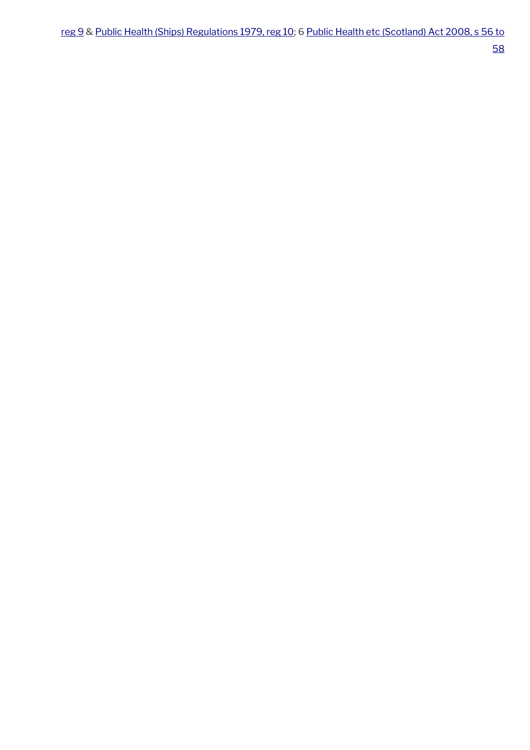[reg 9](#) & [Public Health (Ships) Regulations 1979, reg 10](#); 6 [Public Health etc (Scotland) Act 2008, s 56 to 58](#)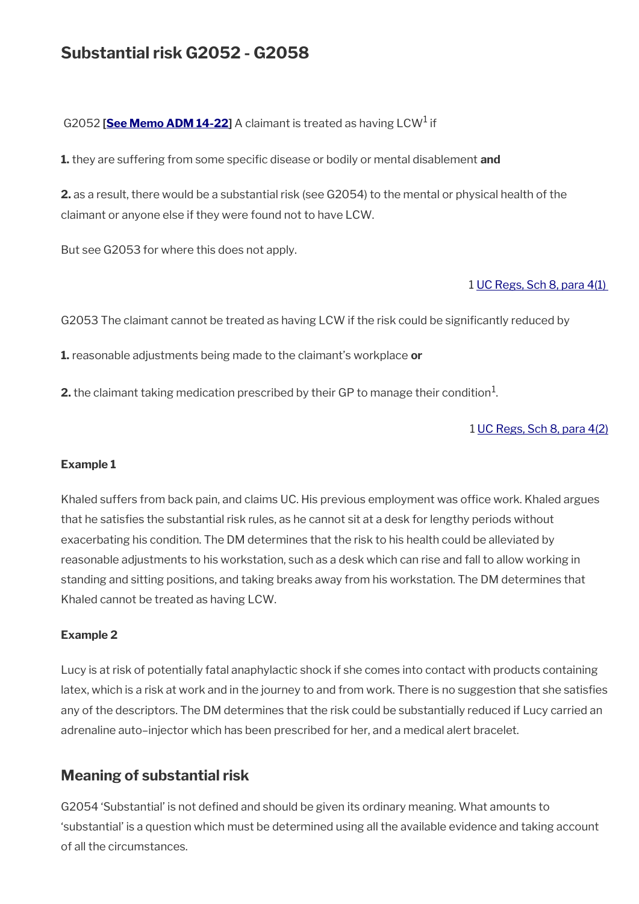# Substantial risk G2052 - G2058

G2052 [**See Memo ADM 14-22**] A claimant is treated as having LCW[1] if

**1.** they are suffering from some specific disease or bodily or mental disablement **and**

**2.** as a result, there would be a substantial risk (see G2054) to the mental or physical health of the claimant or anyone else if they were found not to have LCW.

But see G2053 for where this does not apply.

1 UC Regs, Sch 8, para 4(1)

G2053 The claimant cannot be treated as having LCW if the risk could be significantly reduced by

**1.** reasonable adjustments being made to the claimant's workplace **or**

**2.** the claimant taking medication prescribed by their GP to manage their condition[1].

1 UC Regs, Sch 8, para 4(2)

**Example 1**

Khaled suffers from back pain, and claims UC. His previous employment was office work. Khaled argues that he satisfies the substantial risk rules, as he cannot sit at a desk for lengthy periods without exacerbating his condition. The DM determines that the risk to his health could be alleviated by reasonable adjustments to his workstation, such as a desk which can rise and fall to allow working in standing and sitting positions, and taking breaks away from his workstation. The DM determines that Khaled cannot be treated as having LCW.

**Example 2**

Lucy is at risk of potentially fatal anaphylactic shock if she comes into contact with products containing latex, which is a risk at work and in the journey to and from work. There is no suggestion that she satisfies any of the descriptors. The DM determines that the risk could be substantially reduced if Lucy carried an adrenaline auto–injector which has been prescribed for her, and a medical alert bracelet.

## Meaning of substantial risk

G2054 'Substantial' is not defined and should be given its ordinary meaning. What amounts to 'substantial' is a question which must be determined using all the available evidence and taking account of all the circumstances.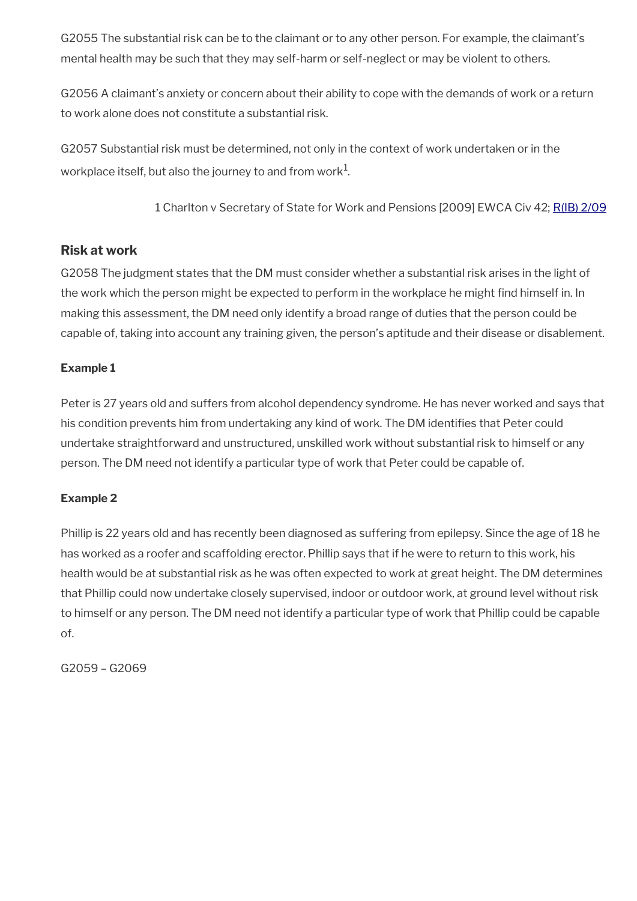G2055 The substantial risk can be to the claimant or to any other person. For example, the claimant's mental health may be such that they may self-harm or self-neglect or may be violent to others.

G2056 A claimant's anxiety or concern about their ability to cope with the demands of work or a return to work alone does not constitute a substantial risk.

G2057 Substantial risk must be determined, not only in the context of work undertaken or in the workplace itself, but also the journey to and from work[1].

1 Charlton v Secretary of State for Work and Pensions [2009] EWCA Civ 42; R(IB) 2/09

### Risk at work

G2058 The judgment states that the DM must consider whether a substantial risk arises in the light of the work which the person might be expected to perform in the workplace he might find himself in. In making this assessment, the DM need only identify a broad range of duties that the person could be capable of, taking into account any training given, the person's aptitude and their disease or disablement.

**Example 1**

Peter is 27 years old and suffers from alcohol dependency syndrome. He has never worked and says that his condition prevents him from undertaking any kind of work. The DM identifies that Peter could undertake straightforward and unstructured, unskilled work without substantial risk to himself or any person. The DM need not identify a particular type of work that Peter could be capable of.

**Example 2**

Phillip is 22 years old and has recently been diagnosed as suffering from epilepsy. Since the age of 18 he has worked as a roofer and scaffolding erector. Phillip says that if he were to return to this work, his health would be at substantial risk as he was often expected to work at great height. The DM determines that Phillip could now undertake closely supervised, indoor or outdoor work, at ground level without risk to himself or any person. The DM need not identify a particular type of work that Phillip could be capable of.

G2059 – G2069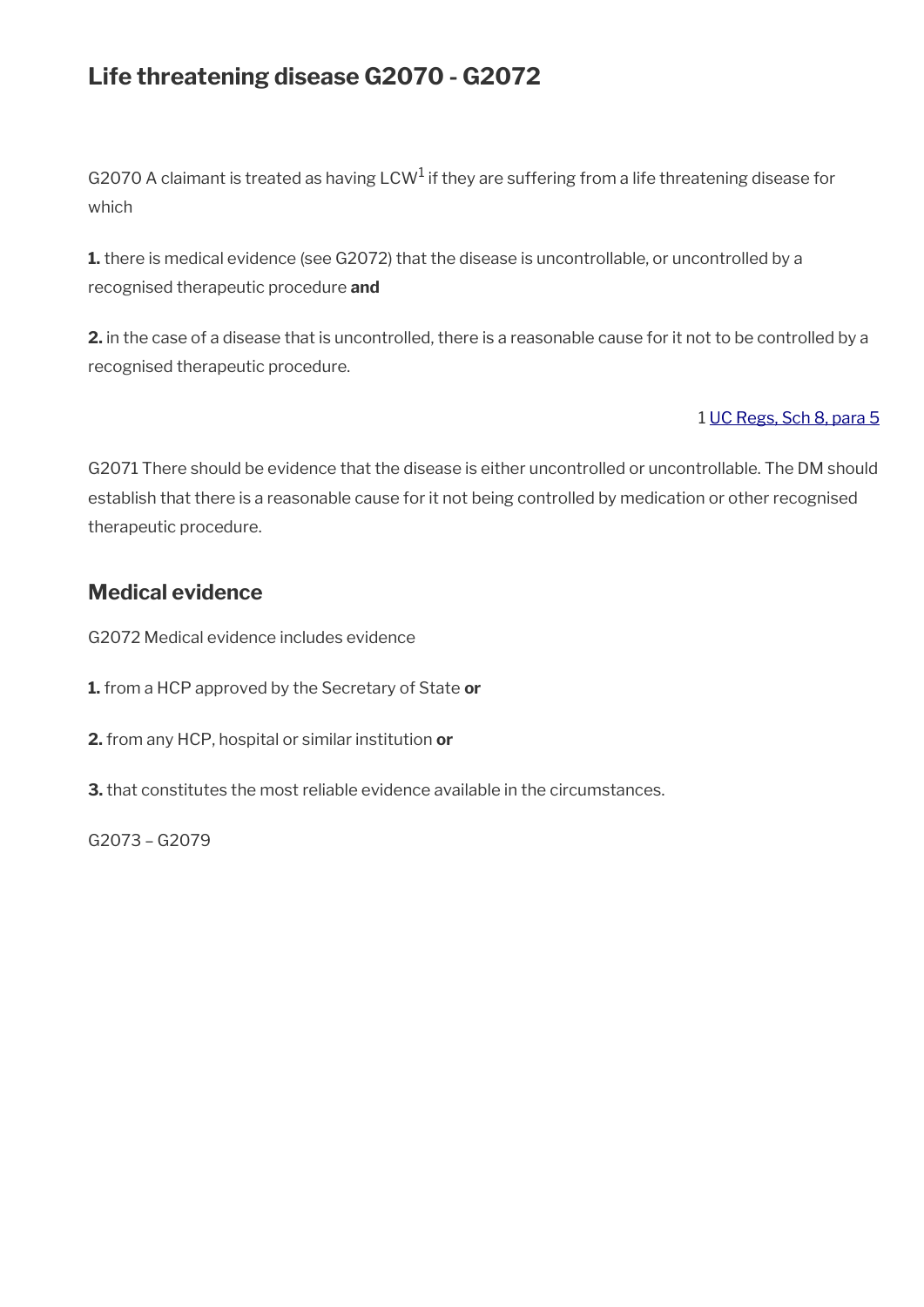## Life threatening disease G2070 - G2072

G2070 A claimant is treated as having LCW[1] if they are suffering from a life threatening disease for which

**1.** there is medical evidence (see G2072) that the disease is uncontrollable, or uncontrolled by a recognised therapeutic procedure **and**

**2.** in the case of a disease that is uncontrolled, there is a reasonable cause for it not to be controlled by a recognised therapeutic procedure.

1 UC Regs, Sch 8, para 5

G2071 There should be evidence that the disease is either uncontrolled or uncontrollable. The DM should establish that there is a reasonable cause for it not being controlled by medication or other recognised therapeutic procedure.

### Medical evidence

G2072 Medical evidence includes evidence

**1.** from a HCP approved by the Secretary of State **or**

**2.** from any HCP, hospital or similar institution **or**

**3.** that constitutes the most reliable evidence available in the circumstances.

G2073 – G2079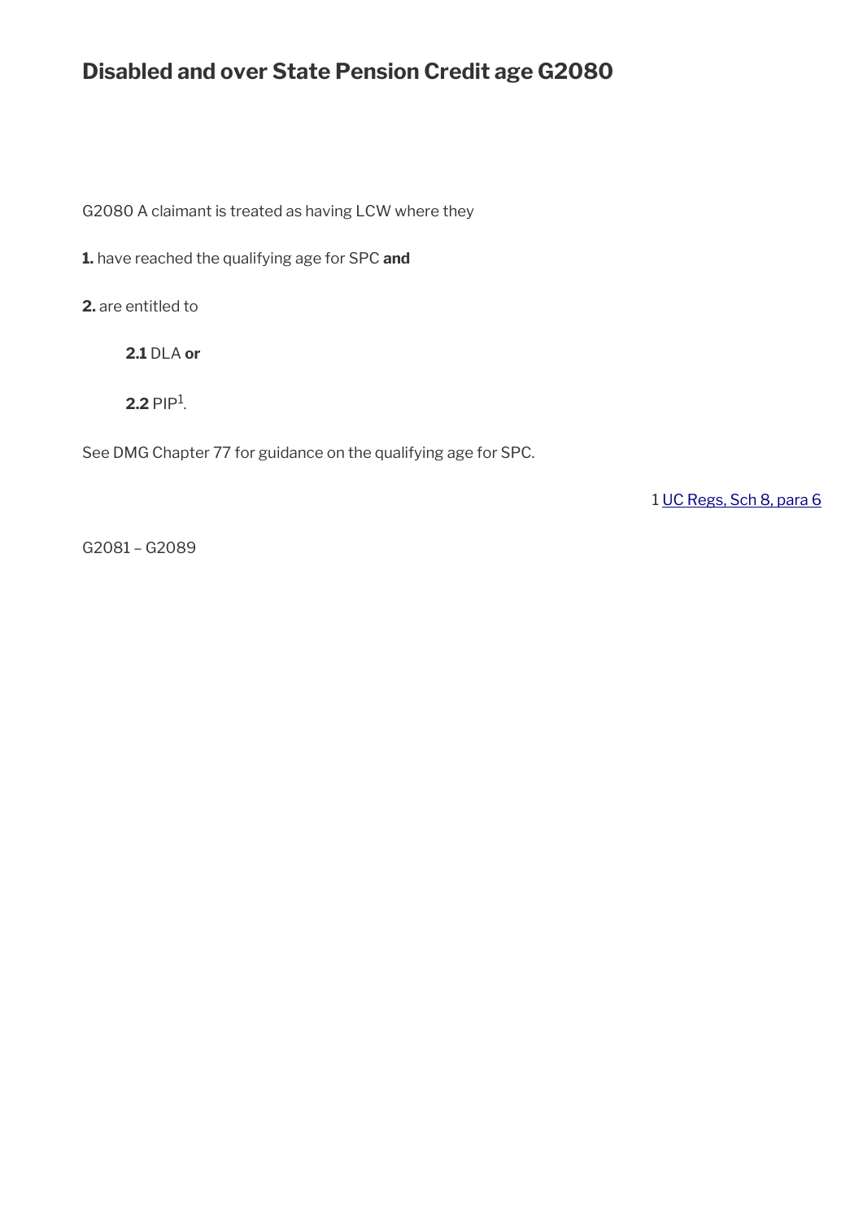# Disabled and over State Pension Credit age G2080

G2080 A claimant is treated as having LCW where they

**1.** have reached the qualifying age for SPC **and**

**2.** are entitled to

> **2.1** DLA **or**
>
> **2.2** PIP[1].

See DMG Chapter 77 for guidance on the qualifying age for SPC.

1 UC Regs, Sch 8, para 6

G2081 – G2089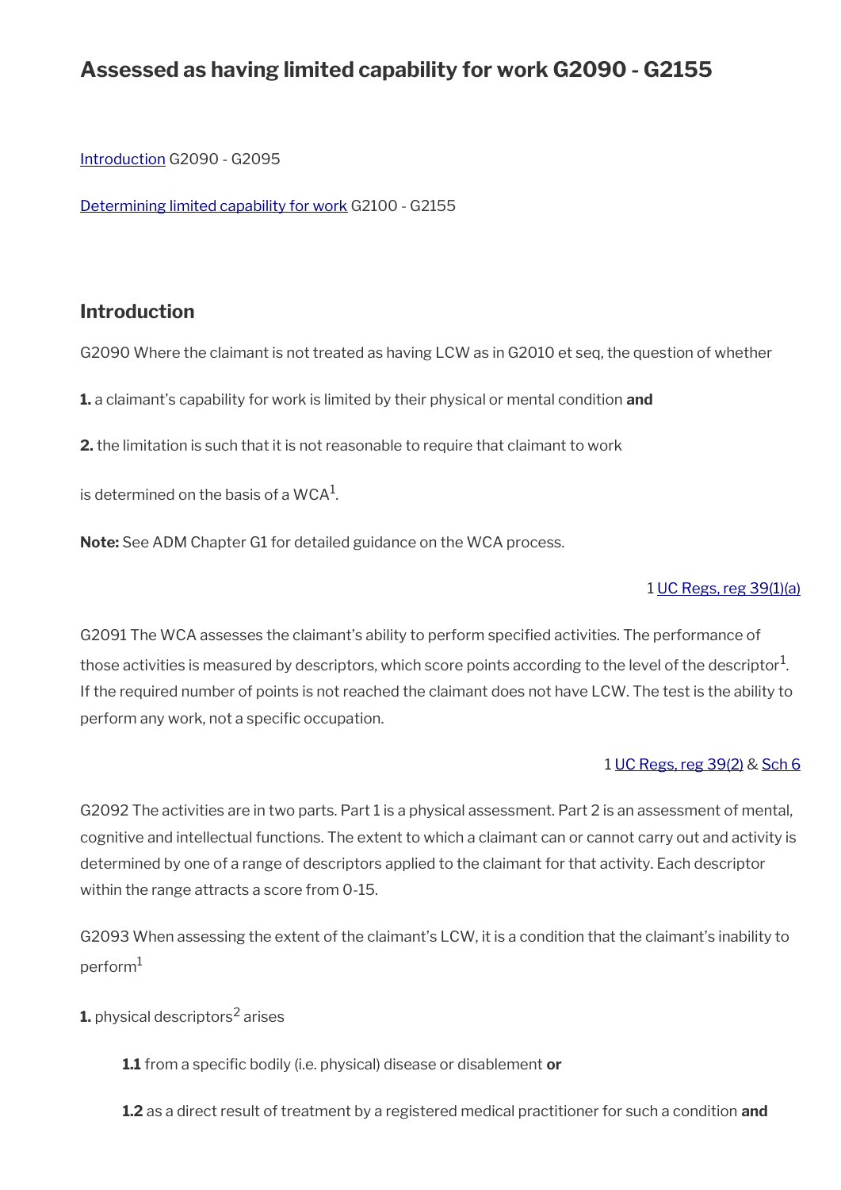# Assessed as having limited capability for work G2090 - G2155

[Introduction](#) G2090 - G2095

[Determining limited capability for work](#) G2100 - G2155

## Introduction

G2090 Where the claimant is not treated as having LCW as in G2010 et seq, the question of whether

**1.** a claimant's capability for work is limited by their physical or mental condition **and**

**2.** the limitation is such that it is not reasonable to require that claimant to work

is determined on the basis of a WCA[1].

**Note:** See ADM Chapter G1 for detailed guidance on the WCA process.

1 [UC Regs, reg 39(1)(a)](#)

G2091 The WCA assesses the claimant's ability to perform specified activities. The performance of those activities is measured by descriptors, which score points according to the level of the descriptor[1]. If the required number of points is not reached the claimant does not have LCW. The test is the ability to perform any work, not a specific occupation.

1 [UC Regs, reg 39(2)](#) & [Sch 6](#)

G2092 The activities are in two parts. Part 1 is a physical assessment. Part 2 is an assessment of mental, cognitive and intellectual functions. The extent to which a claimant can or cannot carry out and activity is determined by one of a range of descriptors applied to the claimant for that activity. Each descriptor within the range attracts a score from 0-15.

G2093 When assessing the extent of the claimant's LCW, it is a condition that the claimant's inability to perform[1]

**1.** physical descriptors[2] arises

> **1.1** from a specific bodily (i.e. physical) disease or disablement **or**
>
> **1.2** as a direct result of treatment by a registered medical practitioner for such a condition **and**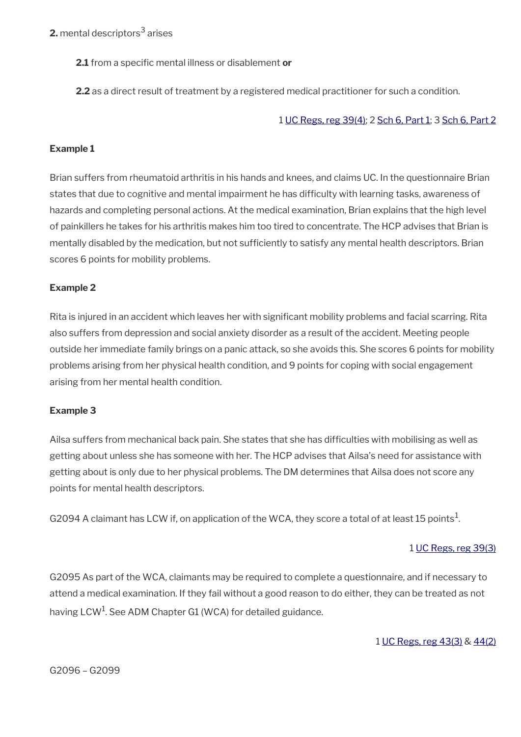**2.** mental descriptors[3] arises

**2.1** from a specific mental illness or disablement **or**

**2.2** as a direct result of treatment by a registered medical practitioner for such a condition.

1 UC Regs, reg 39(4); 2 Sch 6, Part 1; 3 Sch 6, Part 2

**Example 1**

Brian suffers from rheumatoid arthritis in his hands and knees, and claims UC. In the questionnaire Brian states that due to cognitive and mental impairment he has difficulty with learning tasks, awareness of hazards and completing personal actions. At the medical examination, Brian explains that the high level of painkillers he takes for his arthritis makes him too tired to concentrate. The HCP advises that Brian is mentally disabled by the medication, but not sufficiently to satisfy any mental health descriptors. Brian scores 6 points for mobility problems.

**Example 2**

Rita is injured in an accident which leaves her with significant mobility problems and facial scarring. Rita also suffers from depression and social anxiety disorder as a result of the accident. Meeting people outside her immediate family brings on a panic attack, so she avoids this. She scores 6 points for mobility problems arising from her physical health condition, and 9 points for coping with social engagement arising from her mental health condition.

**Example 3**

Ailsa suffers from mechanical back pain. She states that she has difficulties with mobilising as well as getting about unless she has someone with her. The HCP advises that Ailsa's need for assistance with getting about is only due to her physical problems. The DM determines that Ailsa does not score any points for mental health descriptors.

G2094 A claimant has LCW if, on application of the WCA, they score a total of at least 15 points[1].

1 UC Regs, reg 39(3)

G2095 As part of the WCA, claimants may be required to complete a questionnaire, and if necessary to attend a medical examination. If they fail without a good reason to do either, they can be treated as not having LCW[1]. See ADM Chapter G1 (WCA) for detailed guidance.

1 UC Regs, reg 43(3) & 44(2)

G2096 – G2099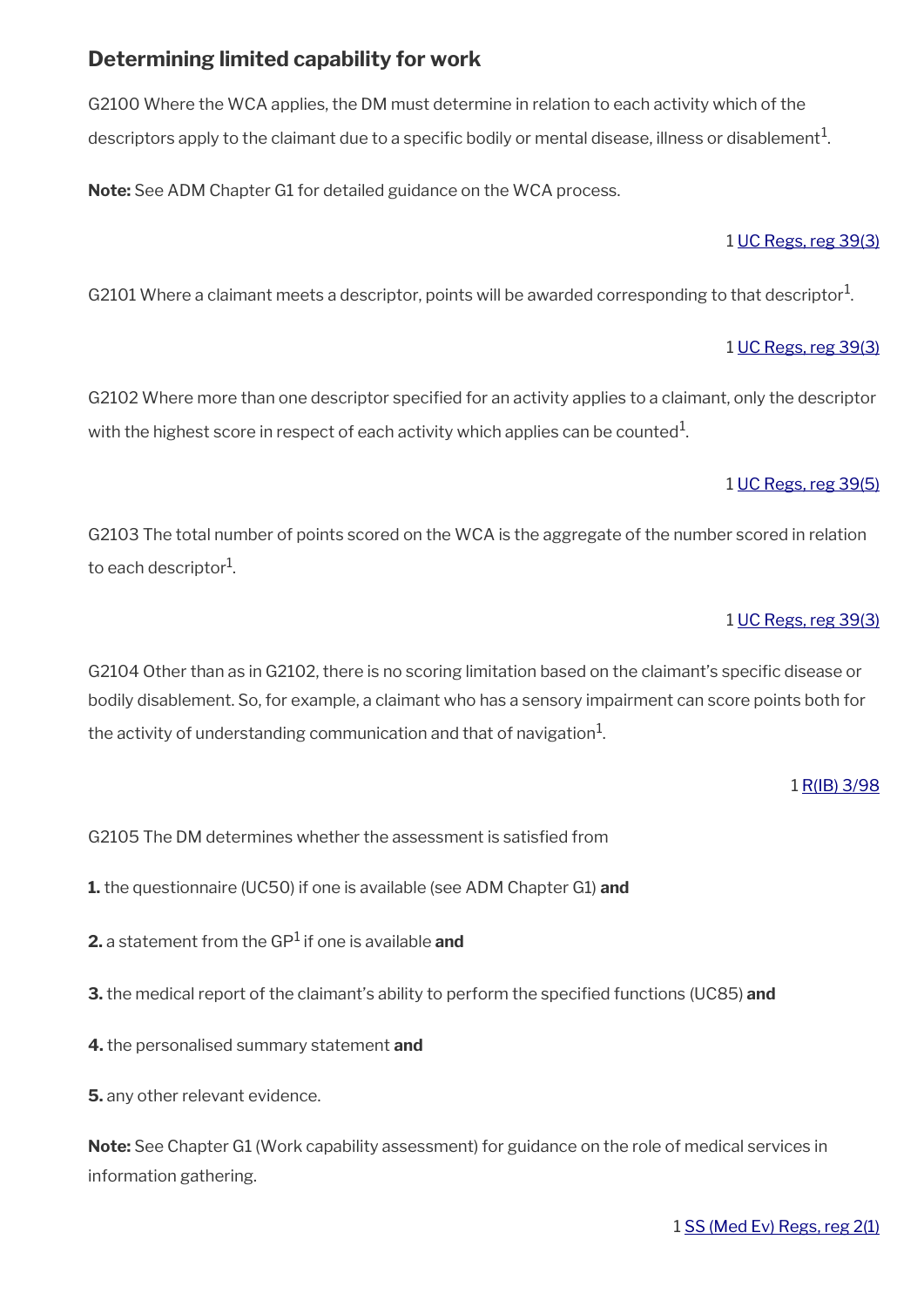## Determining limited capability for work

G2100 Where the WCA applies, the DM must determine in relation to each activity which of the descriptors apply to the claimant due to a specific bodily or mental disease, illness or disablement[1].

**Note:** See ADM Chapter G1 for detailed guidance on the WCA process.

1 UC Regs, reg 39(3)

G2101 Where a claimant meets a descriptor, points will be awarded corresponding to that descriptor[1].

1 UC Regs, reg 39(3)

G2102 Where more than one descriptor specified for an activity applies to a claimant, only the descriptor with the highest score in respect of each activity which applies can be counted[1].

1 UC Regs, reg 39(5)

G2103 The total number of points scored on the WCA is the aggregate of the number scored in relation to each descriptor[1].

1 UC Regs, reg 39(3)

G2104 Other than as in G2102, there is no scoring limitation based on the claimant's specific disease or bodily disablement. So, for example, a claimant who has a sensory impairment can score points both for the activity of understanding communication and that of navigation[1].

1 R(IB) 3/98

G2105 The DM determines whether the assessment is satisfied from

**1.** the questionnaire (UC50) if one is available (see ADM Chapter G1) **and**

**2.** a statement from the GP[1] if one is available **and**

**3.** the medical report of the claimant's ability to perform the specified functions (UC85) **and**

**4.** the personalised summary statement **and**

**5.** any other relevant evidence.

**Note:** See Chapter G1 (Work capability assessment) for guidance on the role of medical services in information gathering.

1 SS (Med Ev) Regs, reg 2(1)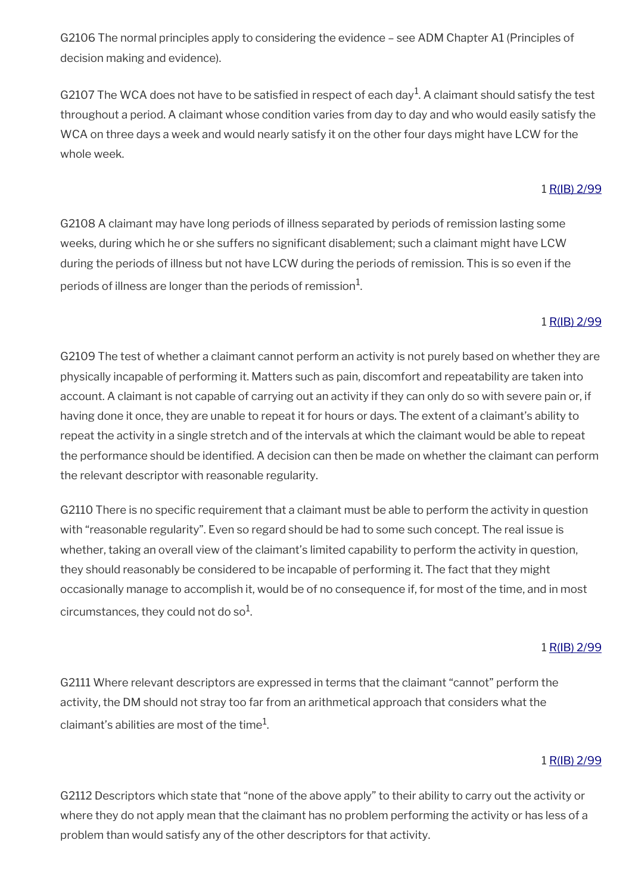G2106 The normal principles apply to considering the evidence – see ADM Chapter A1 (Principles of decision making and evidence).

G2107 The WCA does not have to be satisfied in respect of each day[1]. A claimant should satisfy the test throughout a period. A claimant whose condition varies from day to day and who would easily satisfy the WCA on three days a week and would nearly satisfy it on the other four days might have LCW for the whole week.

1 R(IB) 2/99

G2108 A claimant may have long periods of illness separated by periods of remission lasting some weeks, during which he or she suffers no significant disablement; such a claimant might have LCW during the periods of illness but not have LCW during the periods of remission. This is so even if the periods of illness are longer than the periods of remission[1].

1 R(IB) 2/99

G2109 The test of whether a claimant cannot perform an activity is not purely based on whether they are physically incapable of performing it. Matters such as pain, discomfort and repeatability are taken into account. A claimant is not capable of carrying out an activity if they can only do so with severe pain or, if having done it once, they are unable to repeat it for hours or days. The extent of a claimant's ability to repeat the activity in a single stretch and of the intervals at which the claimant would be able to repeat the performance should be identified. A decision can then be made on whether the claimant can perform the relevant descriptor with reasonable regularity.

G2110 There is no specific requirement that a claimant must be able to perform the activity in question with "reasonable regularity". Even so regard should be had to some such concept. The real issue is whether, taking an overall view of the claimant's limited capability to perform the activity in question, they should reasonably be considered to be incapable of performing it. The fact that they might occasionally manage to accomplish it, would be of no consequence if, for most of the time, and in most circumstances, they could not do so[1].

1 R(IB) 2/99

G2111 Where relevant descriptors are expressed in terms that the claimant "cannot" perform the activity, the DM should not stray too far from an arithmetical approach that considers what the claimant's abilities are most of the time[1].

1 R(IB) 2/99

G2112 Descriptors which state that "none of the above apply" to their ability to carry out the activity or where they do not apply mean that the claimant has no problem performing the activity or has less of a problem than would satisfy any of the other descriptors for that activity.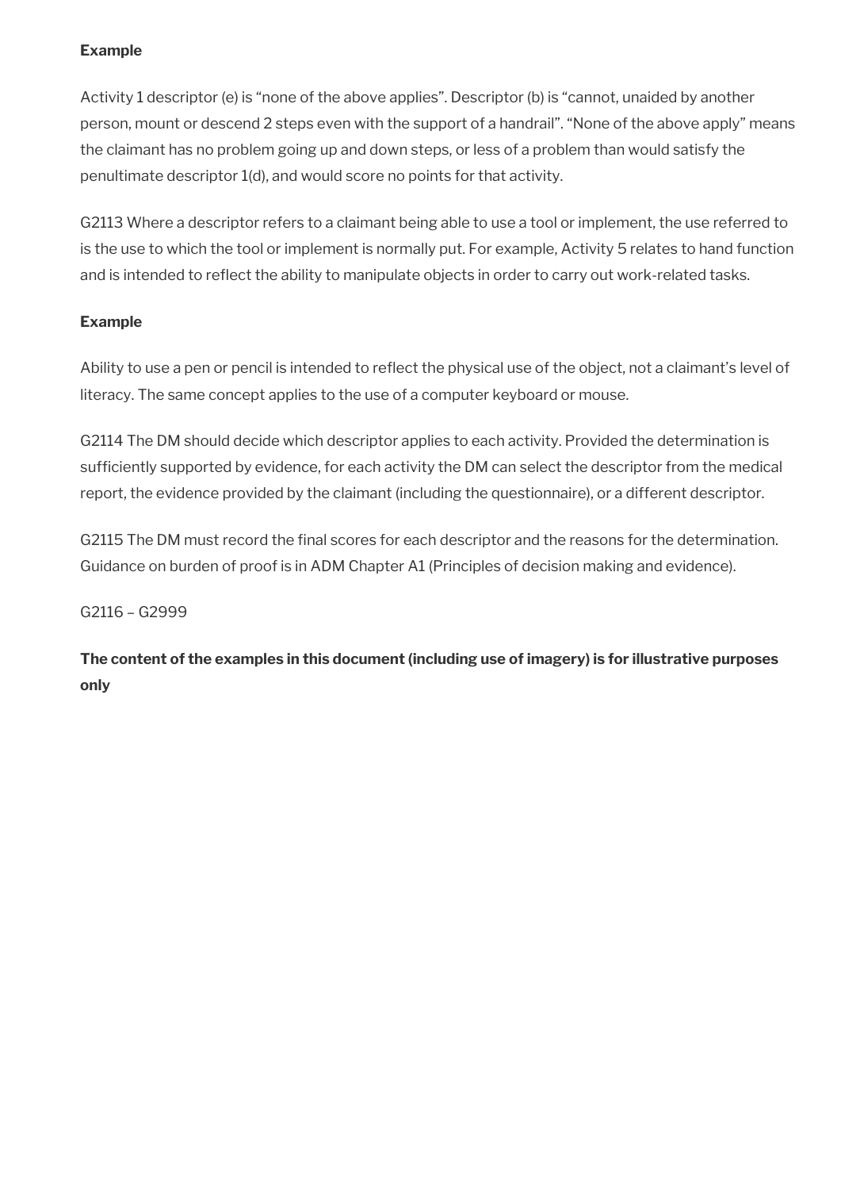**Example**

Activity 1 descriptor (e) is "none of the above applies". Descriptor (b) is "cannot, unaided by another person, mount or descend 2 steps even with the support of a handrail". "None of the above apply" means the claimant has no problem going up and down steps, or less of a problem than would satisfy the penultimate descriptor 1(d), and would score no points for that activity.

G2113 Where a descriptor refers to a claimant being able to use a tool or implement, the use referred to is the use to which the tool or implement is normally put. For example, Activity 5 relates to hand function and is intended to reflect the ability to manipulate objects in order to carry out work-related tasks.

**Example**

Ability to use a pen or pencil is intended to reflect the physical use of the object, not a claimant's level of literacy. The same concept applies to the use of a computer keyboard or mouse.

G2114 The DM should decide which descriptor applies to each activity. Provided the determination is sufficiently supported by evidence, for each activity the DM can select the descriptor from the medical report, the evidence provided by the claimant (including the questionnaire), or a different descriptor.

G2115 The DM must record the final scores for each descriptor and the reasons for the determination. Guidance on burden of proof is in ADM Chapter A1 (Principles of decision making and evidence).

G2116 – G2999

**The content of the examples in this document (including use of imagery) is for illustrative purposes only**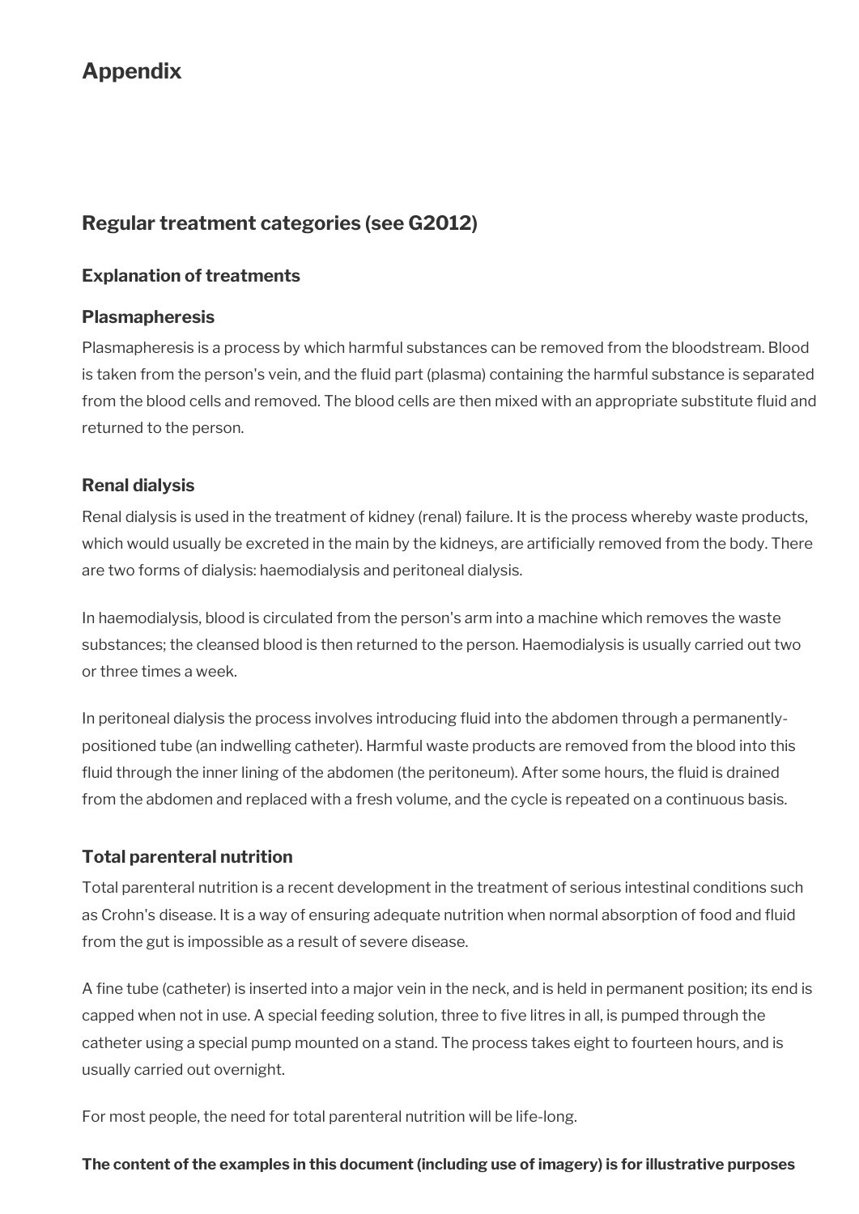# Appendix

## Regular treatment categories (see G2012)

### Explanation of treatments

### Plasmapheresis

Plasmapheresis is a process by which harmful substances can be removed from the bloodstream. Blood is taken from the person's vein, and the fluid part (plasma) containing the harmful substance is separated from the blood cells and removed. The blood cells are then mixed with an appropriate substitute fluid and returned to the person.

### Renal dialysis

Renal dialysis is used in the treatment of kidney (renal) failure. It is the process whereby waste products, which would usually be excreted in the main by the kidneys, are artificially removed from the body. There are two forms of dialysis: haemodialysis and peritoneal dialysis.

In haemodialysis, blood is circulated from the person's arm into a machine which removes the waste substances; the cleansed blood is then returned to the person. Haemodialysis is usually carried out two or three times a week.

In peritoneal dialysis the process involves introducing fluid into the abdomen through a permanently-positioned tube (an indwelling catheter). Harmful waste products are removed from the blood into this fluid through the inner lining of the abdomen (the peritoneum). After some hours, the fluid is drained from the abdomen and replaced with a fresh volume, and the cycle is repeated on a continuous basis.

### Total parenteral nutrition

Total parenteral nutrition is a recent development in the treatment of serious intestinal conditions such as Crohn's disease. It is a way of ensuring adequate nutrition when normal absorption of food and fluid from the gut is impossible as a result of severe disease.

A fine tube (catheter) is inserted into a major vein in the neck, and is held in permanent position; its end is capped when not in use. A special feeding solution, three to five litres in all, is pumped through the catheter using a special pump mounted on a stand. The process takes eight to fourteen hours, and is usually carried out overnight.

For most people, the need for total parenteral nutrition will be life-long.

**The content of the examples in this document (including use of imagery) is for illustrative purposes**